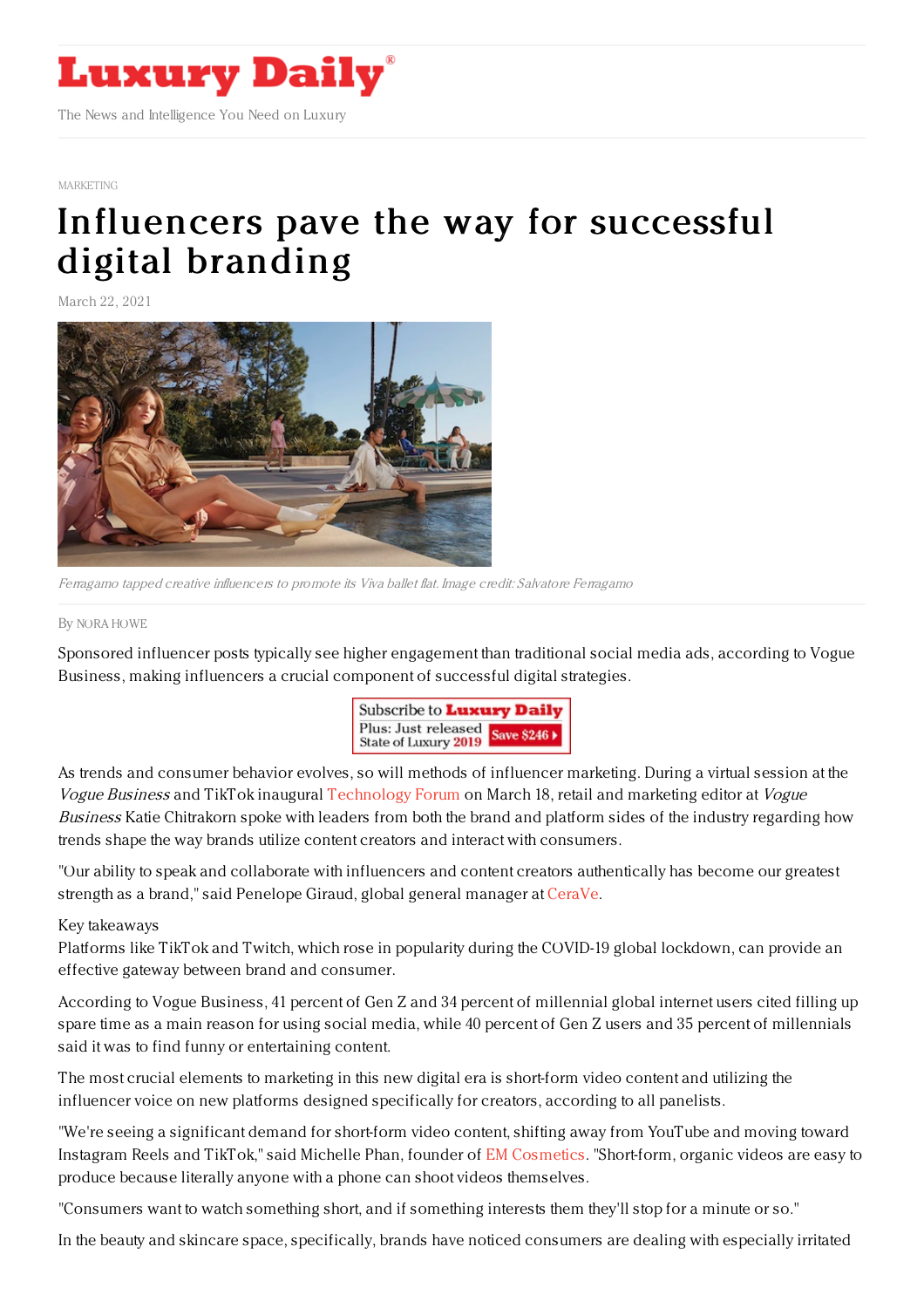# Luxury Daily

The News and Intelligence You Need on Luxury

MARKETING

# Influencers pave the way for successful digital branding

March 22, 2021

*Ferragamo tapped creative influencers to promote its Viva ballet flat. Image credit: Salvatore Ferragamo*

By NORA HOWE

Sponsored influencer posts typically see higher engagement than traditional social media ads, according to Vogue Business, making influencers a crucial component of successful digital strategies.

Subscribe to Luxury Daily
Plus: Just released State of Luxury 2019 Save $246

As trends and consumer behavior evolves, so will methods of influencer marketing. During a virtual session at the *Vogue Business* and TikTok inaugural Technology Forum on March 18, retail and marketing editor at *Vogue Business* Katie Chitrakorn spoke with leaders from both the brand and platform sides of the industry regarding how trends shape the way brands utilize content creators and interact with consumers.

"Our ability to speak and collaborate with influencers and content creators authentically has become our greatest strength as a brand," said Penelope Giraud, global general manager at CeraVe.

Key takeaways

Platforms like TikTok and Twitch, which rose in popularity during the COVID-19 global lockdown, can provide an effective gateway between brand and consumer.

According to Vogue Business, 41 percent of Gen Z and 34 percent of millennial global internet users cited filling up spare time as a main reason for using social media, while 40 percent of Gen Z users and 35 percent of millennials said it was to find funny or entertaining content.

The most crucial elements to marketing in this new digital era is short-form video content and utilizing the influencer voice on new platforms designed specifically for creators, according to all panelists.

"We're seeing a significant demand for short-form video content, shifting away from YouTube and moving toward Instagram Reels and TikTok," said Michelle Phan, founder of EM Cosmetics. "Short-form, organic videos are easy to produce because literally anyone with a phone can shoot videos themselves.

"Consumers want to watch something short, and if something interests them they'll stop for a minute or so."

In the beauty and skincare space, specifically, brands have noticed consumers are dealing with especially irritated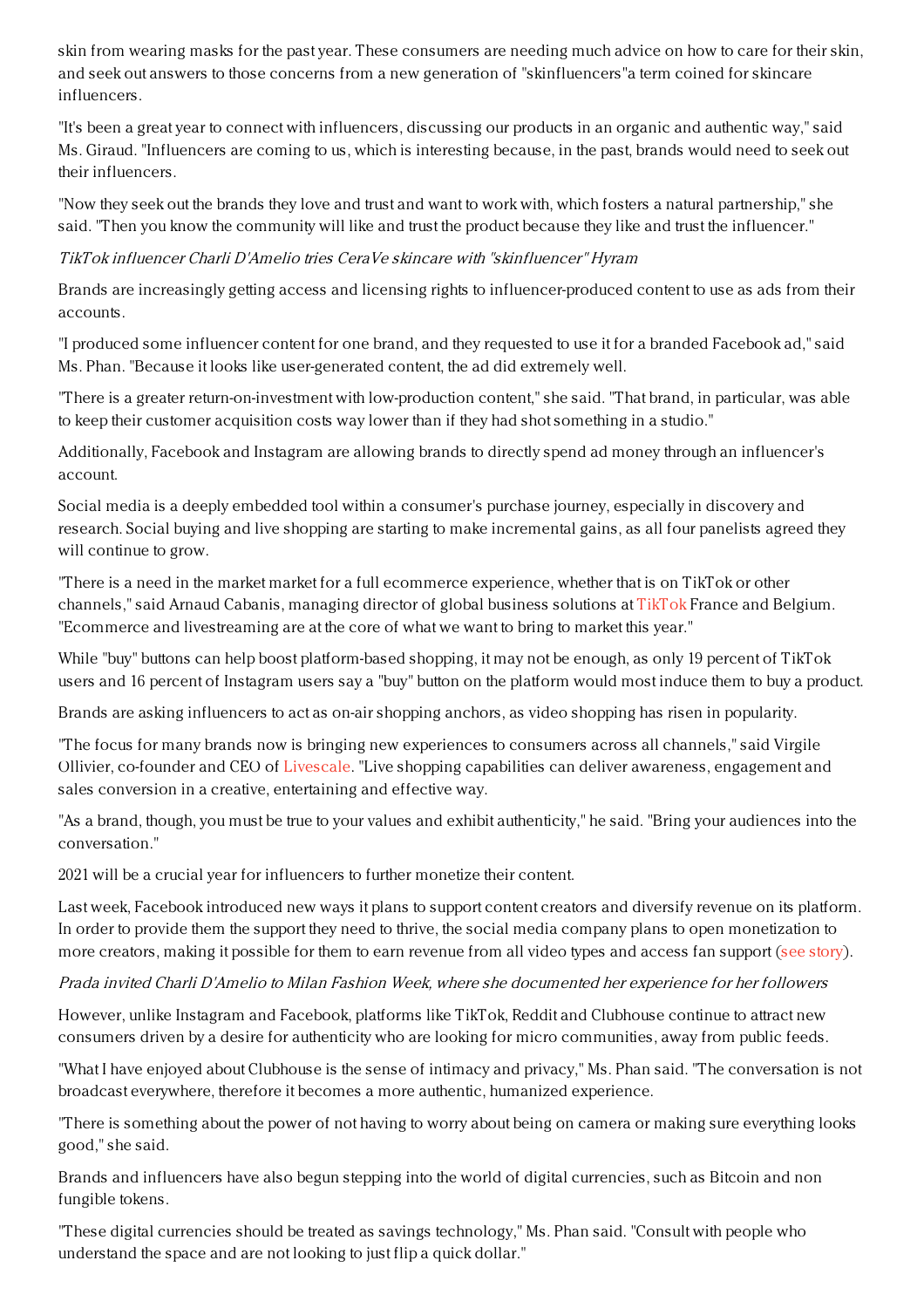skin from wearing masks for the past year. These consumers are needing much advice on how to care for their skin, and seek out answers to those concerns from a new generation of "skinfluencers"a term coined for skincare influencers.

"It's been a great year to connect with influencers, discussing our products in an organic and authentic way," said Ms. Giraud. "Influencers are coming to us, which is interesting because, in the past, brands would need to seek out their influencers.

"Now they seek out the brands they love and trust and want to work with, which fosters a natural partnership," she said. "Then you know the community will like and trust the product because they like and trust the influencer."

*TikTok influencer Charli D'Amelio tries CeraVe skincare with "skinfluencer" Hyram*

Brands are increasingly getting access and licensing rights to influencer-produced content to use as ads from their accounts.

"I produced some influencer content for one brand, and they requested to use it for a branded Facebook ad," said Ms. Phan. "Because it looks like user-generated content, the ad did extremely well.

"There is a greater return-on-investment with low-production content," she said. "That brand, in particular, was able to keep their customer acquisition costs way lower than if they had shot something in a studio."

Additionally, Facebook and Instagram are allowing brands to directly spend ad money through an influencer's account.

Social media is a deeply embedded tool within a consumer's purchase journey, especially in discovery and research. Social buying and live shopping are starting to make incremental gains, as all four panelists agreed they will continue to grow.

"There is a need in the market market for a full ecommerce experience, whether that is on TikTok or other channels," said Arnaud Cabanis, managing director of global business solutions at TikTok France and Belgium. "Ecommerce and livestreaming are at the core of what we want to bring to market this year."

While "buy" buttons can help boost platform-based shopping, it may not be enough, as only 19 percent of TikTok users and 16 percent of Instagram users say a "buy" button on the platform would most induce them to buy a product.

Brands are asking influencers to act as on-air shopping anchors, as video shopping has risen in popularity.

"The focus for many brands now is bringing new experiences to consumers across all channels," said Virgile Ollivier, co-founder and CEO of Livescale. "Live shopping capabilities can deliver awareness, engagement and sales conversion in a creative, entertaining and effective way.

"As a brand, though, you must be true to your values and exhibit authenticity," he said. "Bring your audiences into the conversation."

2021 will be a crucial year for influencers to further monetize their content.

Last week, Facebook introduced new ways it plans to support content creators and diversify revenue on its platform. In order to provide them the support they need to thrive, the social media company plans to open monetization to more creators, making it possible for them to earn revenue from all video types and access fan support (see story).

*Prada invited Charli D'Amelio to Milan Fashion Week, where she documented her experience for her followers*

However, unlike Instagram and Facebook, platforms like TikTok, Reddit and Clubhouse continue to attract new consumers driven by a desire for authenticity who are looking for micro communities, away from public feeds.

"What I have enjoyed about Clubhouse is the sense of intimacy and privacy," Ms. Phan said. "The conversation is not broadcast everywhere, therefore it becomes a more authentic, humanized experience.

"There is something about the power of not having to worry about being on camera or making sure everything looks good," she said.

Brands and influencers have also begun stepping into the world of digital currencies, such as Bitcoin and non fungible tokens.

"These digital currencies should be treated as savings technology," Ms. Phan said. "Consult with people who understand the space and are not looking to just flip a quick dollar."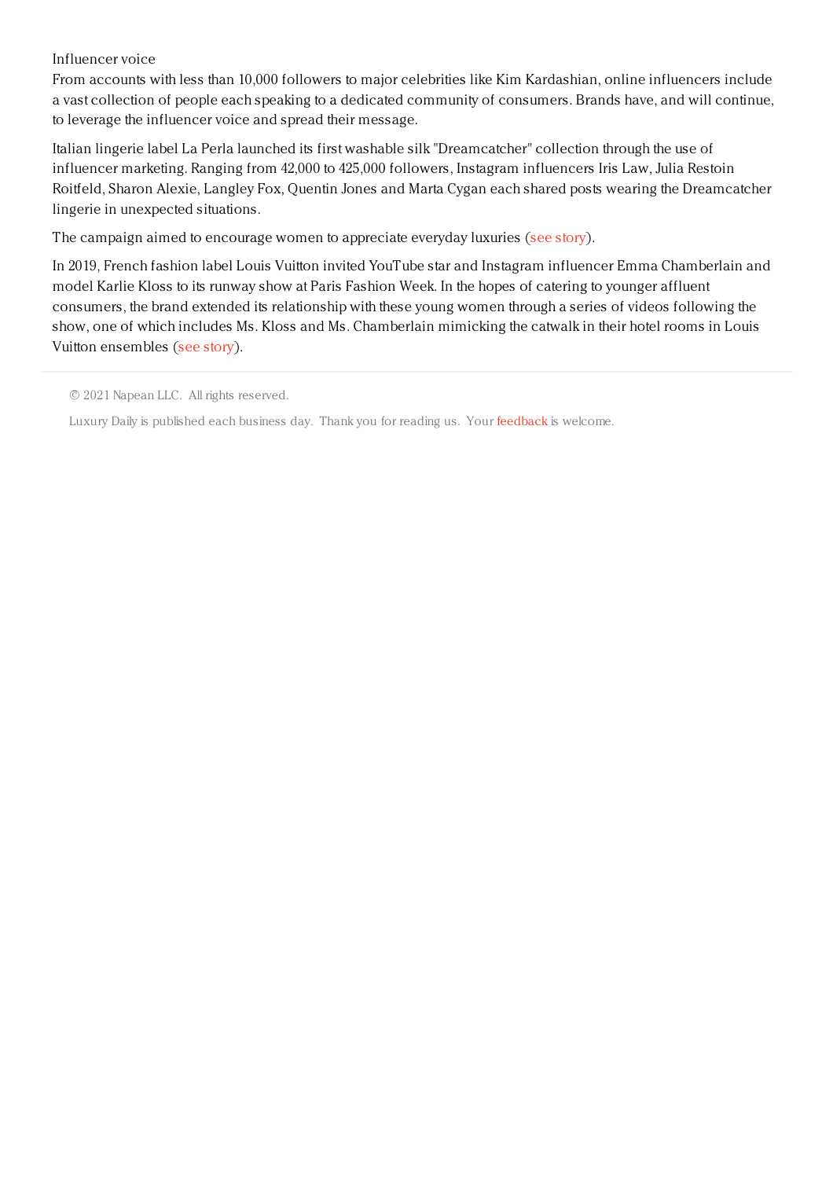## Influencer voice

From accounts with less than 10,000 followers to major celebrities like Kim Kardashian, online influencers include a vast collection of people each speaking to a dedicated community of consumers. Brands have, and will continue, to leverage the influencer voice and spread their message.

Italian lingerie label La Perla launched its first washable silk "Dreamcatcher" collection through the use of influencer marketing. Ranging from 42,000 to 425,000 followers, Instagram influencers Iris Law, Julia Restoin Roitfeld, Sharon Alexie, Langley Fox, Quentin Jones and Marta Cygan each shared posts wearing the Dreamcatcher lingerie in unexpected situations.

The campaign aimed to encourage women to appreciate everyday luxuries (see story).

In 2019, French fashion label Louis Vuitton invited YouTube star and Instagram influencer Emma Chamberlain and model Karlie Kloss to its runway show at Paris Fashion Week. In the hopes of catering to younger affluent consumers, the brand extended its relationship with these young women through a series of videos following the show, one of which includes Ms. Kloss and Ms. Chamberlain mimicking the catwalk in their hotel rooms in Louis Vuitton ensembles (see story).

---

© 2021 Napean LLC. All rights reserved.

Luxury Daily is published each business day. Thank you for reading us. Your feedback is welcome.